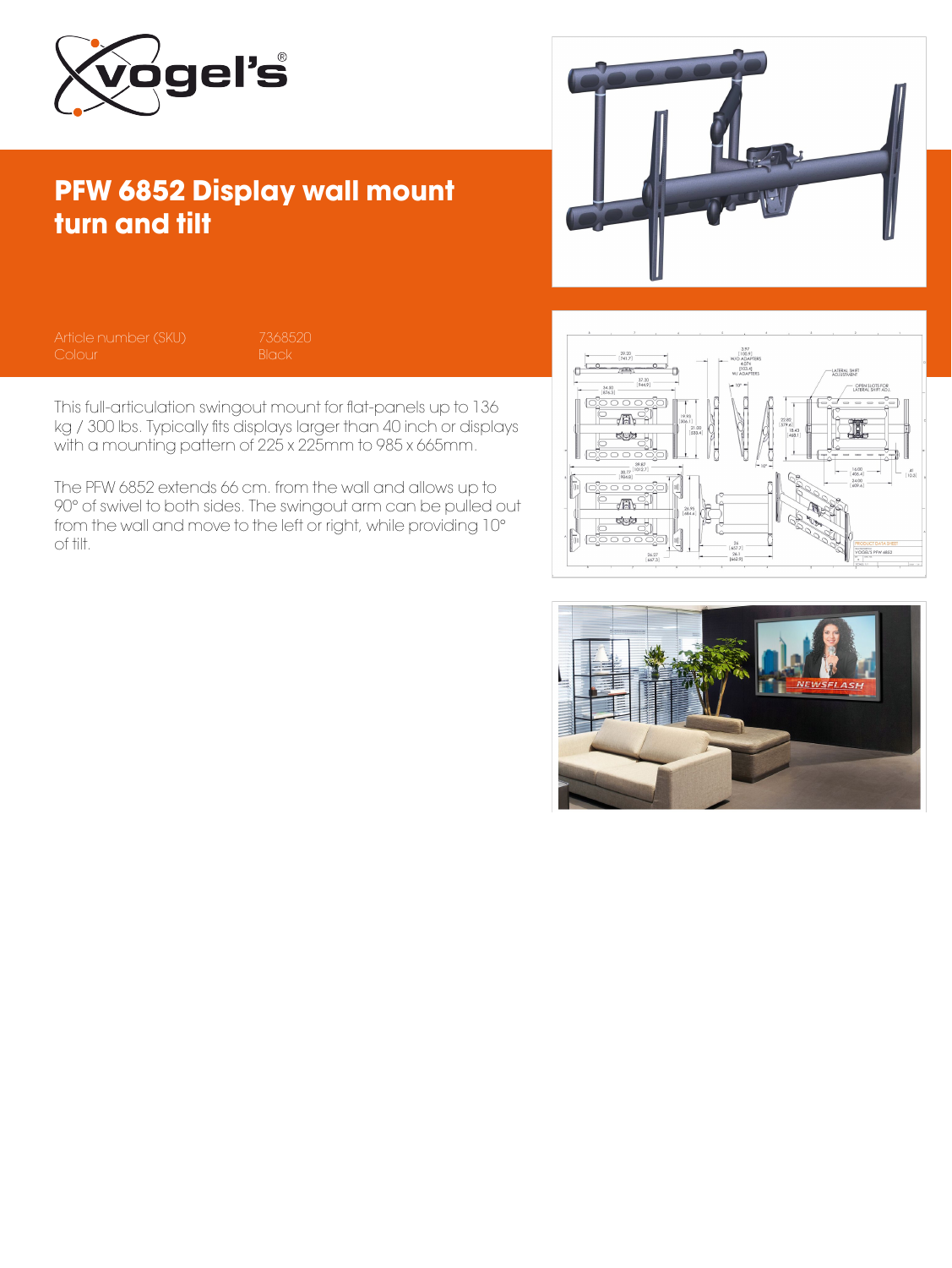# PFW 6852 Display wall mount turn and tilt

| Article number (SKU) | 7368520 |
| --- | --- |
| Colour | Black |

This full-articulation swingout mount for flat-panels up to 136 kg / 300 lbs. Typically fits displays larger than 40 inch or displays with a mounting pattern of 225 x 225mm to 985 x 665mm.

The PFW 6852 extends 66 cm. from the wall and allows up to 90° of swivel to both sides. The swingout arm can be pulled out from the wall and move to the left or right, while providing 10° of tilt.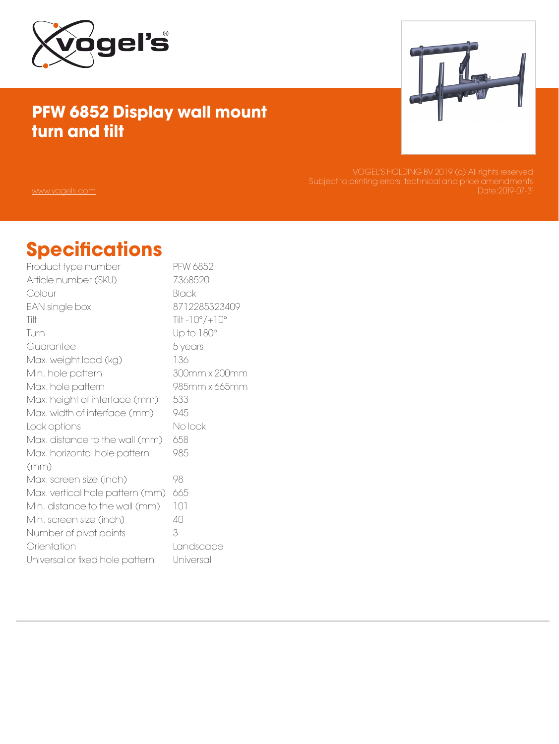# PFW 6852 Display wall mount turn and tilt

VOGEL'S HOLDING BV 2019 (c) All rights reserved.
Subject to printing errors, technical and price amendments.
Date:2019-07-31

www.vogels.com

## Specifications

| | |
|---|---|
| Product type number | PFW 6852 |
| Article number (SKU) | 7368520 |
| Colour | Black |
| EAN single box | 8712285323409 |
| Tilt | Tilt -10°/+10° |
| Turn | Up to 180° |
| Guarantee | 5 years |
| Max. weight load (kg) | 136 |
| Min. hole pattern | 300mm x 200mm |
| Max. hole pattern | 985mm x 665mm |
| Max. height of interface (mm) | 533 |
| Max. width of interface (mm) | 945 |
| Lock options | No lock |
| Max. distance to the wall (mm) | 658 |
| Max. horizontal hole pattern (mm) | 985 |
| Max. screen size (inch) | 98 |
| Max. vertical hole pattern (mm) | 665 |
| Min. distance to the wall (mm) | 101 |
| Min. screen size (inch) | 40 |
| Number of pivot points | 3 |
| Orientation | Landscape |
| Universal or fixed hole pattern | Universal |